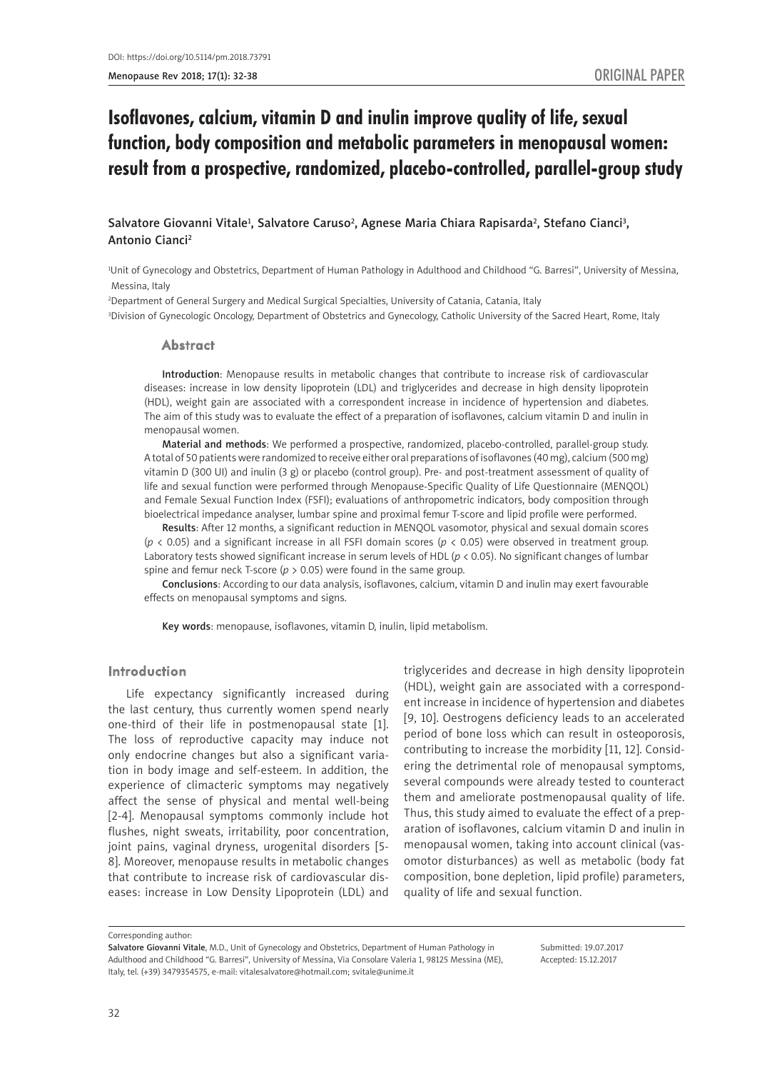DOI: https://doi.org/10.5114/pm.2018.73791

ORIGINAL PAPER

# Isoflavones, calcium, vitamin D and inulin improve quality of life, sexual function, body composition and metabolic parameters in menopausal women: result from a prospective, randomized, placebo-controlled, parallel-group study

Salvatore Giovanni Vitale[1], Salvatore Caruso[2], Agnese Maria Chiara Rapisarda[2], Stefano Cianci[3], Antonio Cianci[2]

[1]Unit of Gynecology and Obstetrics, Department of Human Pathology in Adulthood and Childhood "G. Barresi", University of Messina, Messina, Italy

[2]Department of General Surgery and Medical Surgical Specialties, University of Catania, Catania, Italy

[3]Division of Gynecologic Oncology, Department of Obstetrics and Gynecology, Catholic University of the Sacred Heart, Rome, Italy

## Abstract

**Introduction**: Menopause results in metabolic changes that contribute to increase risk of cardiovascular diseases: increase in low density lipoprotein (LDL) and triglycerides and decrease in high density lipoprotein (HDL), weight gain are associated with a correspondent increase in incidence of hypertension and diabetes. The aim of this study was to evaluate the effect of a preparation of isoflavones, calcium vitamin D and inulin in menopausal women.

**Material and methods**: We performed a prospective, randomized, placebo-controlled, parallel-group study. A total of 50 patients were randomized to receive either oral preparations of isoflavones (40 mg), calcium (500 mg) vitamin D (300 UI) and inulin (3 g) or placebo (control group). Pre- and post-treatment assessment of quality of life and sexual function were performed through Menopause-Specific Quality of Life Questionnaire (MENQOL) and Female Sexual Function Index (FSFI); evaluations of anthropometric indicators, body composition through bioelectrical impedance analyser, lumbar spine and proximal femur T-score and lipid profile were performed.

**Results**: After 12 months, a significant reduction in MENQOL vasomotor, physical and sexual domain scores ($p < 0.05$) and a significant increase in all FSFI domain scores ($p < 0.05$) were observed in treatment group. Laboratory tests showed significant increase in serum levels of HDL ($p < 0.05$). No significant changes of lumbar spine and femur neck T-score ($p > 0.05$) were found in the same group.

**Conclusions**: According to our data analysis, isoflavones, calcium, vitamin D and inulin may exert favourable effects on menopausal symptoms and signs.

**Key words**: menopause, isoflavones, vitamin D, inulin, lipid metabolism.

## Introduction

Life expectancy significantly increased during the last century, thus currently women spend nearly one-third of their life in postmenopausal state [1]. The loss of reproductive capacity may induce not only endocrine changes but also a significant variation in body image and self-esteem. In addition, the experience of climacteric symptoms may negatively affect the sense of physical and mental well-being [2-4]. Menopausal symptoms commonly include hot flushes, night sweats, irritability, poor concentration, joint pains, vaginal dryness, urogenital disorders [5-8]. Moreover, menopause results in metabolic changes that contribute to increase risk of cardiovascular diseases: increase in Low Density Lipoprotein (LDL) and triglycerides and decrease in high density lipoprotein (HDL), weight gain are associated with a correspondent increase in incidence of hypertension and diabetes [9, 10]. Oestrogens deficiency leads to an accelerated period of bone loss which can result in osteoporosis, contributing to increase the morbidity [11, 12]. Considering the detrimental role of menopausal symptoms, several compounds were already tested to counteract them and ameliorate postmenopausal quality of life. Thus, this study aimed to evaluate the effect of a preparation of isoflavones, calcium vitamin D and inulin in menopausal women, taking into account clinical (vasomotor disturbances) as well as metabolic (body fat composition, bone depletion, lipid profile) parameters, quality of life and sexual function.

Corresponding author:
Salvatore Giovanni Vitale, M.D., Unit of Gynecology and Obstetrics, Department of Human Pathology in Adulthood and Childhood "G. Barresi", University of Messina, Via Consolare Valeria 1, 98125 Messina (ME), Italy, tel. (+39) 3479354575, e-mail: vitalesalvatore@hotmail.com; svitale@unime.it

Submitted: 19.07.2017
Accepted: 15.12.2017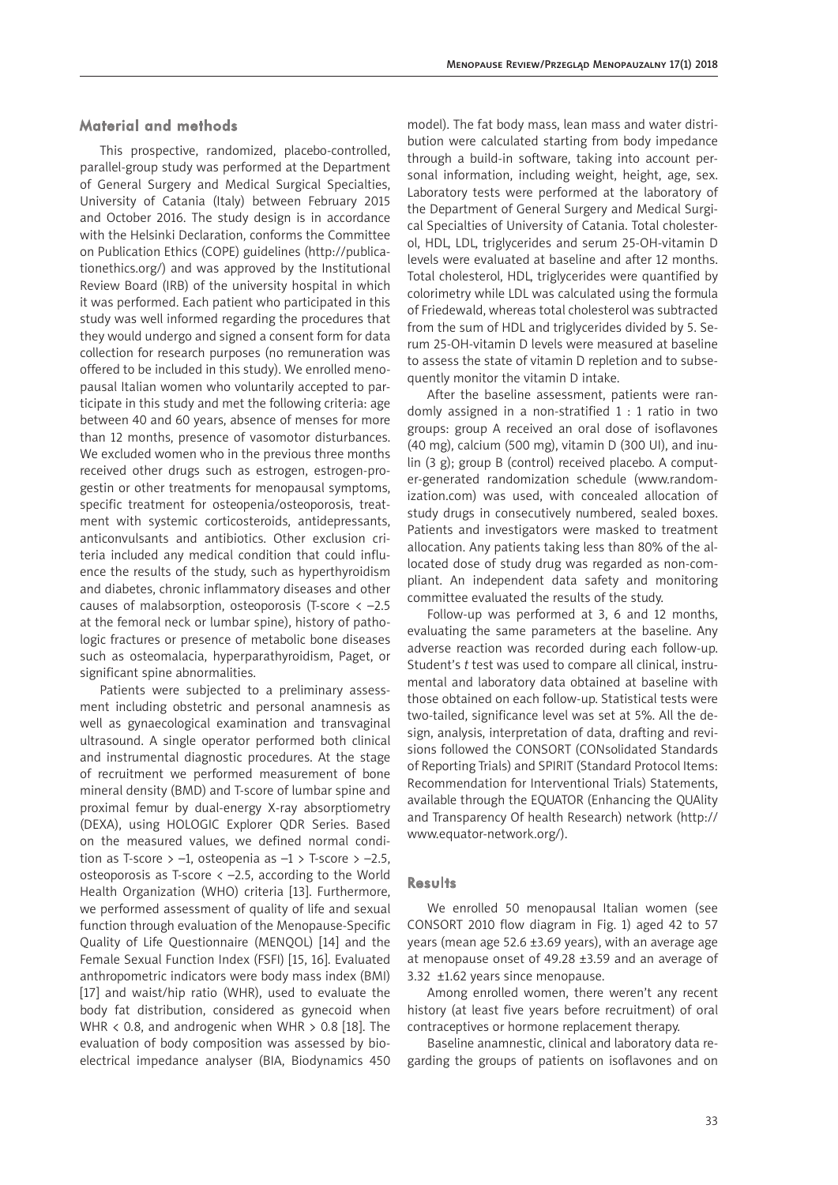## Material and methods

This prospective, randomized, placebo-controlled, parallel-group study was performed at the Department of General Surgery and Medical Surgical Specialties, University of Catania (Italy) between February 2015 and October 2016. The study design is in accordance with the Helsinki Declaration, conforms the Committee on Publication Ethics (COPE) guidelines (http://publicationethics.org/) and was approved by the Institutional Review Board (IRB) of the university hospital in which it was performed. Each patient who participated in this study was well informed regarding the procedures that they would undergo and signed a consent form for data collection for research purposes (no remuneration was offered to be included in this study). We enrolled menopausal Italian women who voluntarily accepted to participate in this study and met the following criteria: age between 40 and 60 years, absence of menses for more than 12 months, presence of vasomotor disturbances. We excluded women who in the previous three months received other drugs such as estrogen, estrogen-progestin or other treatments for menopausal symptoms, specific treatment for osteopenia/osteoporosis, treatment with systemic corticosteroids, antidepressants, anticonvulsants and antibiotics. Other exclusion criteria included any medical condition that could influence the results of the study, such as hyperthyroidism and diabetes, chronic inflammatory diseases and other causes of malabsorption, osteoporosis (T-score < –2.5 at the femoral neck or lumbar spine), history of pathologic fractures or presence of metabolic bone diseases such as osteomalacia, hyperparathyroidism, Paget, or significant spine abnormalities.

Patients were subjected to a preliminary assessment including obstetric and personal anamnesis as well as gynaecological examination and transvaginal ultrasound. A single operator performed both clinical and instrumental diagnostic procedures. At the stage of recruitment we performed measurement of bone mineral density (BMD) and T-score of lumbar spine and proximal femur by dual-energy X-ray absorptiometry (DEXA), using HOLOGIC Explorer QDR Series. Based on the measured values, we defined normal condition as T-score > –1, osteopenia as –1 > T-score > –2.5, osteoporosis as T-score < –2.5, according to the World Health Organization (WHO) criteria [13]. Furthermore, we performed assessment of quality of life and sexual function through evaluation of the Menopause-Specific Quality of Life Questionnaire (MENQOL) [14] and the Female Sexual Function Index (FSFI) [15, 16]. Evaluated anthropometric indicators were body mass index (BMI) [17] and waist/hip ratio (WHR), used to evaluate the body fat distribution, considered as gynecoid when WHR < 0.8, and androgenic when WHR > 0.8 [18]. The evaluation of body composition was assessed by bioelectrical impedance analyser (BIA, Biodynamics 450 model). The fat body mass, lean mass and water distribution were calculated starting from body impedance through a build-in software, taking into account personal information, including weight, height, age, sex. Laboratory tests were performed at the laboratory of the Department of General Surgery and Medical Surgical Specialties of University of Catania. Total cholesterol, HDL, LDL, triglycerides and serum 25-OH-vitamin D levels were evaluated at baseline and after 12 months. Total cholesterol, HDL, triglycerides were quantified by colorimetry while LDL was calculated using the formula of Friedewald, whereas total cholesterol was subtracted from the sum of HDL and triglycerides divided by 5. Serum 25-OH-vitamin D levels were measured at baseline to assess the state of vitamin D repletion and to subsequently monitor the vitamin D intake.

After the baseline assessment, patients were randomly assigned in a non-stratified 1 : 1 ratio in two groups: group A received an oral dose of isoflavones (40 mg), calcium (500 mg), vitamin D (300 UI), and inulin (3 g); group B (control) received placebo. A computer-generated randomization schedule (www.randomization.com) was used, with concealed allocation of study drugs in consecutively numbered, sealed boxes. Patients and investigators were masked to treatment allocation. Any patients taking less than 80% of the allocated dose of study drug was regarded as non-compliant. An independent data safety and monitoring committee evaluated the results of the study.

Follow-up was performed at 3, 6 and 12 months, evaluating the same parameters at the baseline. Any adverse reaction was recorded during each follow-up. Student's *t* test was used to compare all clinical, instrumental and laboratory data obtained at baseline with those obtained on each follow-up. Statistical tests were two-tailed, significance level was set at 5%. All the design, analysis, interpretation of data, drafting and revisions followed the CONSORT (CONsolidated Standards of Reporting Trials) and SPIRIT (Standard Protocol Items: Recommendation for Interventional Trials) Statements, available through the EQUATOR (Enhancing the QUAlity and Transparency Of health Research) network (http://www.equator-network.org/).

## Results

We enrolled 50 menopausal Italian women (see CONSORT 2010 flow diagram in Fig. 1) aged 42 to 57 years (mean age 52.6 ±3.69 years), with an average age at menopause onset of 49.28 ±3.59 and an average of 3.32 ±1.62 years since menopause.

Among enrolled women, there weren't any recent history (at least five years before recruitment) of oral contraceptives or hormone replacement therapy.

Baseline anamnestic, clinical and laboratory data regarding the groups of patients on isoflavones and on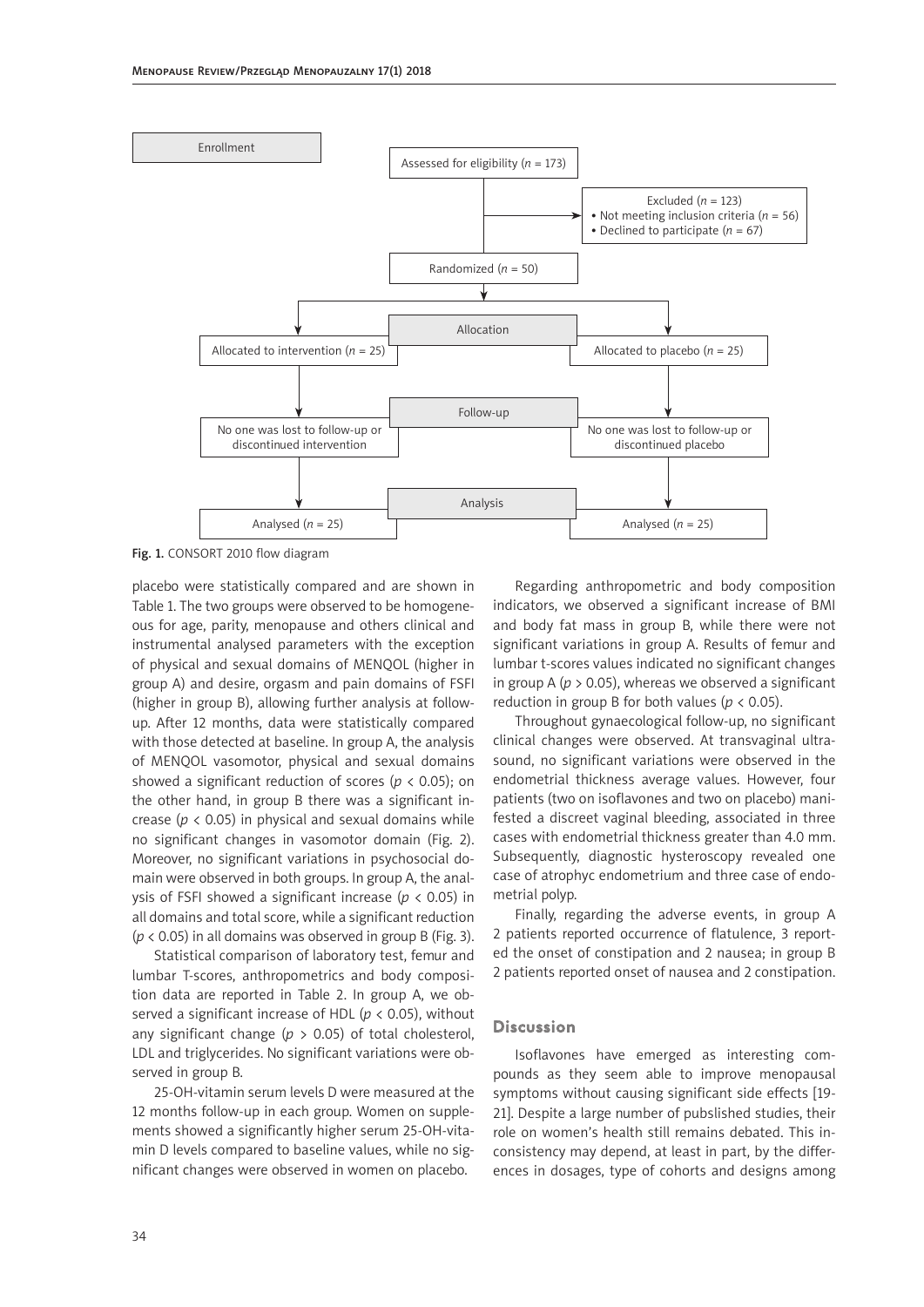Enrollment

Assessed for eligibility ($n$ = 173)

Excluded ($n$ = 123)
- Not meeting inclusion criteria ($n$ = 56)
- Declined to participate ($n$ = 67)

Randomized ($n$ = 50)

Allocation

Allocated to intervention ($n$ = 25) | Allocated to placebo ($n$ = 25)

Follow-up

No one was lost to follow-up or discontinued intervention | No one was lost to follow-up or discontinued placebo

Analysis

Analysed ($n$ = 25) | Analysed ($n$ = 25)

**Fig. 1.** CONSORT 2010 flow diagram

placebo were statistically compared and are shown in Table 1. The two groups were observed to be homogeneous for age, parity, menopause and others clinical and instrumental analysed parameters with the exception of physical and sexual domains of MENQOL (higher in group A) and desire, orgasm and pain domains of FSFI (higher in group B), allowing further analysis at follow-up. After 12 months, data were statistically compared with those detected at baseline. In group A, the analysis of MENQOL vasomotor, physical and sexual domains showed a significant reduction of scores ($p < 0.05$); on the other hand, in group B there was a significant increase ($p < 0.05$) in physical and sexual domains while no significant changes in vasomotor domain (Fig. 2). Moreover, no significant variations in psychosocial domain were observed in both groups. In group A, the analysis of FSFI showed a significant increase ($p < 0.05$) in all domains and total score, while a significant reduction ($p < 0.05$) in all domains was observed in group B (Fig. 3).

Statistical comparison of laboratory test, femur and lumbar T-scores, anthropometrics and body composition data are reported in Table 2. In group A, we observed a significant increase of HDL ($p < 0.05$), without any significant change ($p > 0.05$) of total cholesterol, LDL and triglycerides. No significant variations were observed in group B.

25-OH-vitamin serum levels D were measured at the 12 months follow-up in each group. Women on supplements showed a significantly higher serum 25-OH-vitamin D levels compared to baseline values, while no significant changes were observed in women on placebo.

Regarding anthropometric and body composition indicators, we observed a significant increase of BMI and body fat mass in group B, while there were not significant variations in group A. Results of femur and lumbar t-scores values indicated no significant changes in group A ($p > 0.05$), whereas we observed a significant reduction in group B for both values ($p < 0.05$).

Throughout gynaecological follow-up, no significant clinical changes were observed. At transvaginal ultrasound, no significant variations were observed in the endometrial thickness average values. However, four patients (two on isoflavones and two on placebo) manifested a discreet vaginal bleeding, associated in three cases with endometrial thickness greater than 4.0 mm. Subsequently, diagnostic hysteroscopy revealed one case of atrophyc endometrium and three case of endometrial polyp.

Finally, regarding the adverse events, in group A 2 patients reported occurrence of flatulence, 3 reported the onset of constipation and 2 nausea; in group B 2 patients reported onset of nausea and 2 constipation.

## Discussion

Isoflavones have emerged as interesting compounds as they seem able to improve menopausal symptoms without causing significant side effects [19-21]. Despite a large number of pubslished studies, their role on women's health still remains debated. This inconsistency may depend, at least in part, by the differences in dosages, type of cohorts and designs among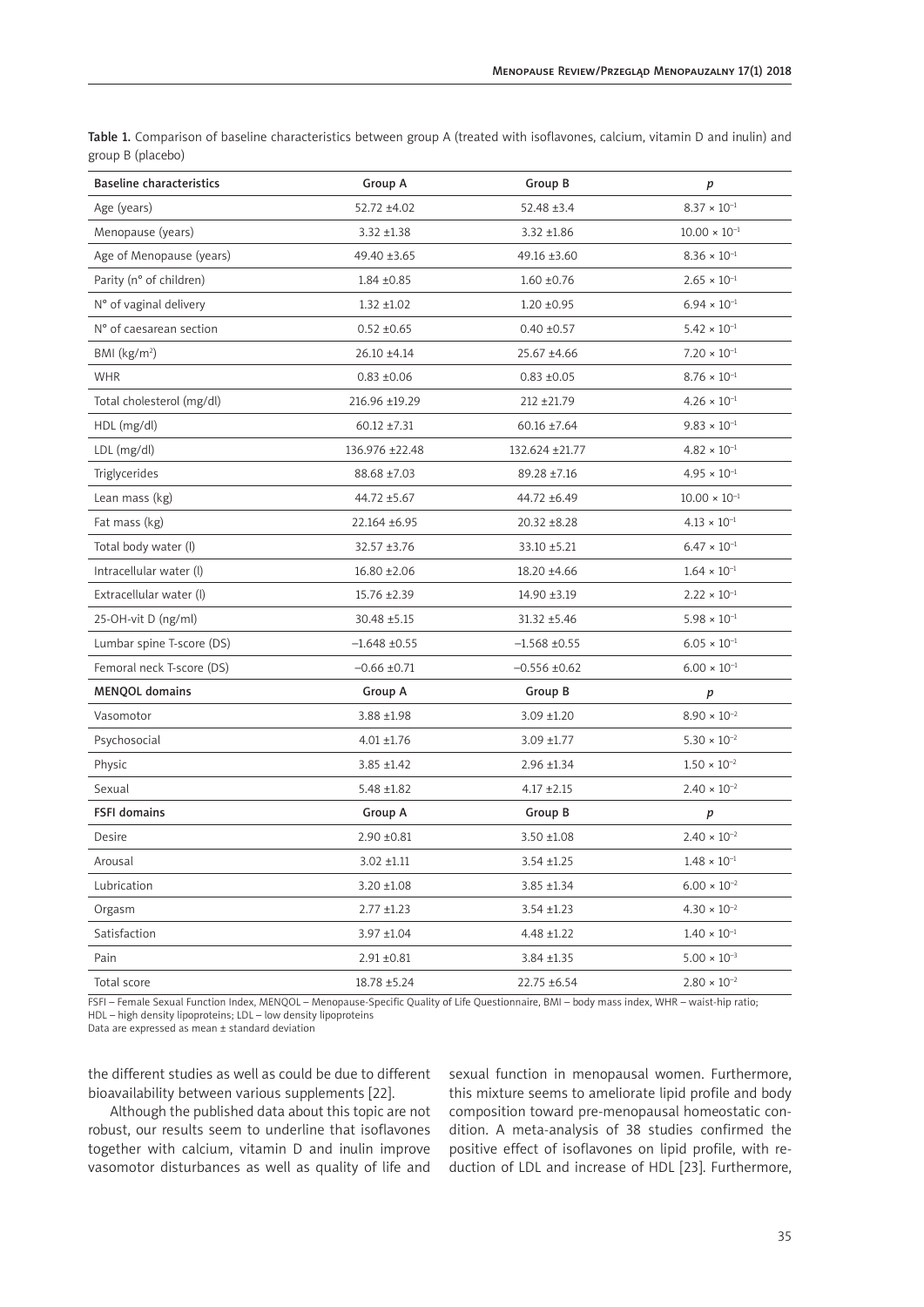Table 1. Comparison of baseline characteristics between group A (treated with isoflavones, calcium, vitamin D and inulin) and group B (placebo)

| Baseline characteristics | Group A | Group B | *p* |
|---|---|---|---|
| Age (years) | 52.72 ±4.02 | 52.48 ±3.4 | $8.37 \times 10^{-1}$ |
| Menopause (years) | 3.32 ±1.38 | 3.32 ±1.86 | $10.00 \times 10^{-1}$ |
| Age of Menopause (years) | 49.40 ±3.65 | 49.16 ±3.60 | $8.36 \times 10^{-1}$ |
| Parity (n° of children) | 1.84 ±0.85 | 1.60 ±0.76 | $2.65 \times 10^{-1}$ |
| N° of vaginal delivery | 1.32 ±1.02 | 1.20 ±0.95 | $6.94 \times 10^{-1}$ |
| N° of caesarean section | 0.52 ±0.65 | 0.40 ±0.57 | $5.42 \times 10^{-1}$ |
| BMI (kg/m$^2$) | 26.10 ±4.14 | 25.67 ±4.66 | $7.20 \times 10^{-1}$ |
| WHR | 0.83 ±0.06 | 0.83 ±0.05 | $8.76 \times 10^{-1}$ |
| Total cholesterol (mg/dl) | 216.96 ±19.29 | 212 ±21.79 | $4.26 \times 10^{-1}$ |
| HDL (mg/dl) | 60.12 ±7.31 | 60.16 ±7.64 | $9.83 \times 10^{-1}$ |
| LDL (mg/dl) | 136.976 ±22.48 | 132.624 ±21.77 | $4.82 \times 10^{-1}$ |
| Triglycerides | 88.68 ±7.03 | 89.28 ±7.16 | $4.95 \times 10^{-1}$ |
| Lean mass (kg) | 44.72 ±5.67 | 44.72 ±6.49 | $10.00 \times 10^{-1}$ |
| Fat mass (kg) | 22.164 ±6.95 | 20.32 ±8.28 | $4.13 \times 10^{-1}$ |
| Total body water (l) | 32.57 ±3.76 | 33.10 ±5.21 | $6.47 \times 10^{-1}$ |
| Intracellular water (l) | 16.80 ±2.06 | 18.20 ±4.66 | $1.64 \times 10^{-1}$ |
| Extracellular water (l) | 15.76 ±2.39 | 14.90 ±3.19 | $2.22 \times 10^{-1}$ |
| 25-OH-vit D (ng/ml) | 30.48 ±5.15 | 31.32 ±5.46 | $5.98 \times 10^{-1}$ |
| Lumbar spine T-score (DS) | –1.648 ±0.55 | –1.568 ±0.55 | $6.05 \times 10^{-1}$ |
| Femoral neck T-score (DS) | –0.66 ±0.71 | –0.556 ±0.62 | $6.00 \times 10^{-1}$ |
| **MENQOL domains** | **Group A** | **Group B** | ***p*** |
| Vasomotor | 3.88 ±1.98 | 3.09 ±1.20 | $8.90 \times 10^{-2}$ |
| Psychosocial | 4.01 ±1.76 | 3.09 ±1.77 | $5.30 \times 10^{-2}$ |
| Physic | 3.85 ±1.42 | 2.96 ±1.34 | $1.50 \times 10^{-2}$ |
| Sexual | 5.48 ±1.82 | 4.17 ±2.15 | $2.40 \times 10^{-2}$ |
| **FSFI domains** | **Group A** | **Group B** | ***p*** |
| Desire | 2.90 ±0.81 | 3.50 ±1.08 | $2.40 \times 10^{-2}$ |
| Arousal | 3.02 ±1.11 | 3.54 ±1.25 | $1.48 \times 10^{-1}$ |
| Lubrication | 3.20 ±1.08 | 3.85 ±1.34 | $6.00 \times 10^{-2}$ |
| Orgasm | 2.77 ±1.23 | 3.54 ±1.23 | $4.30 \times 10^{-2}$ |
| Satisfaction | 3.97 ±1.04 | 4.48 ±1.22 | $1.40 \times 10^{-1}$ |
| Pain | 2.91 ±0.81 | 3.84 ±1.35 | $5.00 \times 10^{-3}$ |
| Total score | 18.78 ±5.24 | 22.75 ±6.54 | $2.80 \times 10^{-2}$ |

FSFI – Female Sexual Function Index, MENQOL – Menopause-Specific Quality of Life Questionnaire, BMI – body mass index, WHR – waist-hip ratio; HDL – high density lipoproteins; LDL – low density lipoproteins
Data are expressed as mean ± standard deviation

the different studies as well as could be due to different bioavailability between various supplements [22].

Although the published data about this topic are not robust, our results seem to underline that isoflavones together with calcium, vitamin D and inulin improve vasomotor disturbances as well as quality of life and sexual function in menopausal women. Furthermore, this mixture seems to ameliorate lipid profile and body composition toward pre-menopausal homeostatic condition. A meta-analysis of 38 studies confirmed the positive effect of isoflavones on lipid profile, with reduction of LDL and increase of HDL [23]. Furthermore,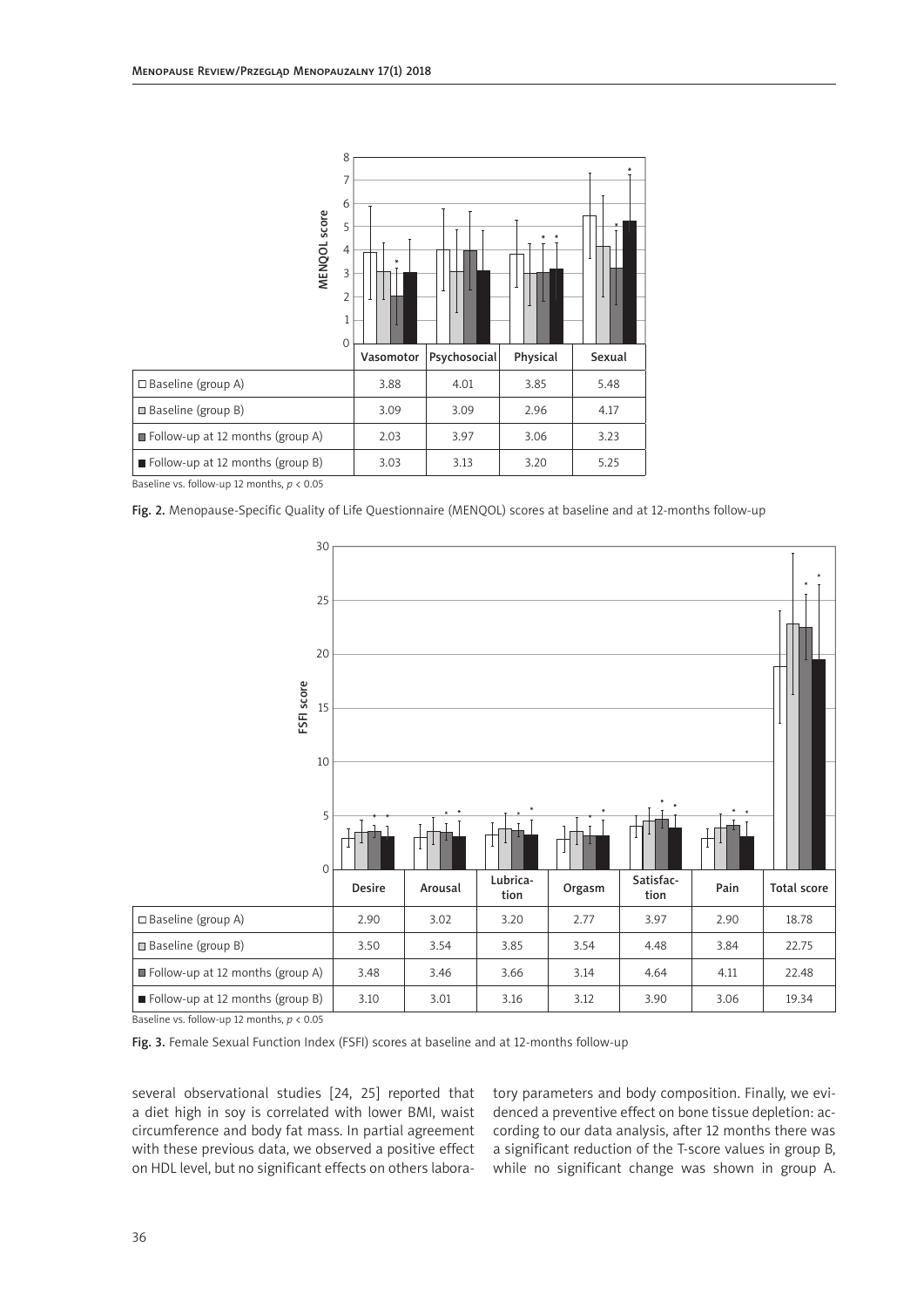| | Vasomotor | Psychosocial | Physical | Sexual |
|---|---|---|---|---|
| □ Baseline (group A) | 3.88 | 4.01 | 3.85 | 5.48 |
| □ Baseline (group B) | 3.09 | 3.09 | 2.96 | 4.17 |
| ■ Follow-up at 12 months (group A) | 2.03 | 3.97 | 3.06 | 3.23 |
| ■ Follow-up at 12 months (group B) | 3.03 | 3.13 | 3.20 | 5.25 |

Baseline vs. follow-up 12 months, $p < 0.05$

**Fig. 2.** Menopause-Specific Quality of Life Questionnaire (MENQOL) scores at baseline and at 12-months follow-up

| | Desire | Arousal | Lubrication | Orgasm | Satisfaction | Pain | Total score |
|---|---|---|---|---|---|---|---|
| □ Baseline (group A) | 2.90 | 3.02 | 3.20 | 2.77 | 3.97 | 2.90 | 18.78 |
| □ Baseline (group B) | 3.50 | 3.54 | 3.85 | 3.54 | 4.48 | 3.84 | 22.75 |
| ■ Follow-up at 12 months (group A) | 3.48 | 3.46 | 3.66 | 3.14 | 4.64 | 4.11 | 22.48 |
| ■ Follow-up at 12 months (group B) | 3.10 | 3.01 | 3.16 | 3.12 | 3.90 | 3.06 | 19.34 |

Baseline vs. follow-up 12 months, $p < 0.05$

**Fig. 3.** Female Sexual Function Index (FSFI) scores at baseline and at 12-months follow-up

several observational studies [24, 25] reported that a diet high in soy is correlated with lower BMI, waist circumference and body fat mass. In partial agreement with these previous data, we observed a positive effect on HDL level, but no significant effects on others laboratory parameters and body composition. Finally, we evidenced a preventive effect on bone tissue depletion: according to our data analysis, after 12 months there was a significant reduction of the T-score values in group B, while no significant change was shown in group A.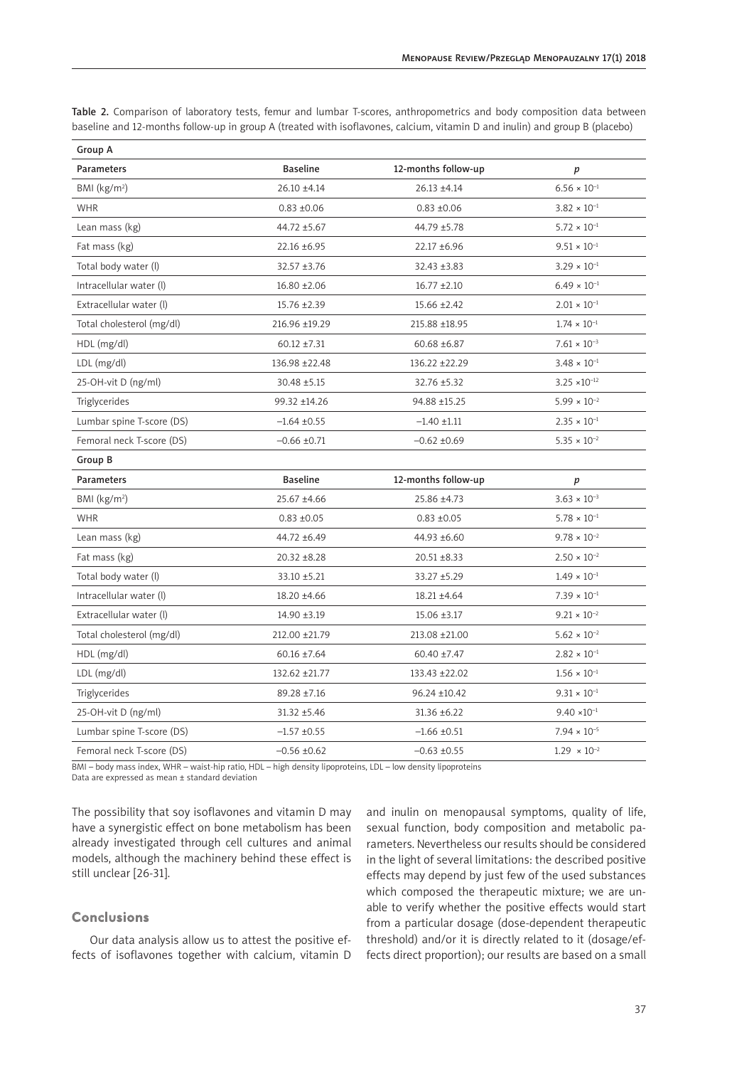Table 2. Comparison of laboratory tests, femur and lumbar T-scores, anthropometrics and body composition data between baseline and 12-months follow-up in group A (treated with isoflavones, calcium, vitamin D and inulin) and group B (placebo)

| Group A | | | |
|---|---|---|---|
| Parameters | Baseline | 12-months follow-up | *p* |
| BMI (kg/m$^2$) | 26.10 ±4.14 | 26.13 ±4.14 | $6.56 \times 10^{-1}$ |
| WHR | 0.83 ±0.06 | 0.83 ±0.06 | $3.82 \times 10^{-1}$ |
| Lean mass (kg) | 44.72 ±5.67 | 44.79 ±5.78 | $5.72 \times 10^{-1}$ |
| Fat mass (kg) | 22.16 ±6.95 | 22.17 ±6.96 | $9.51 \times 10^{-1}$ |
| Total body water (l) | 32.57 ±3.76 | 32.43 ±3.83 | $3.29 \times 10^{-1}$ |
| Intracellular water (l) | 16.80 ±2.06 | 16.77 ±2.10 | $6.49 \times 10^{-1}$ |
| Extracellular water (l) | 15.76 ±2.39 | 15.66 ±2.42 | $2.01 \times 10^{-1}$ |
| Total cholesterol (mg/dl) | 216.96 ±19.29 | 215.88 ±18.95 | $1.74 \times 10^{-1}$ |
| HDL (mg/dl) | 60.12 ±7.31 | 60.68 ±6.87 | $7.61 \times 10^{-3}$ |
| LDL (mg/dl) | 136.98 ±22.48 | 136.22 ±22.29 | $3.48 \times 10^{-1}$ |
| 25-OH-vit D (ng/ml) | 30.48 ±5.15 | 32.76 ±5.32 | $3.25 \times 10^{-12}$ |
| Triglycerides | 99.32 ±14.26 | 94.88 ±15.25 | $5.99 \times 10^{-2}$ |
| Lumbar spine T-score (DS) | –1.64 ±0.55 | –1.40 ±1.11 | $2.35 \times 10^{-1}$ |
| Femoral neck T-score (DS) | –0.66 ±0.71 | –0.62 ±0.69 | $5.35 \times 10^{-2}$ |
| **Group B** | | | |
| Parameters | Baseline | 12-months follow-up | *p* |
| BMI (kg/m$^2$) | 25.67 ±4.66 | 25.86 ±4.73 | $3.63 \times 10^{-3}$ |
| WHR | 0.83 ±0.05 | 0.83 ±0.05 | $5.78 \times 10^{-1}$ |
| Lean mass (kg) | 44.72 ±6.49 | 44.93 ±6.60 | $9.78 \times 10^{-2}$ |
| Fat mass (kg) | 20.32 ±8.28 | 20.51 ±8.33 | $2.50 \times 10^{-2}$ |
| Total body water (l) | 33.10 ±5.21 | 33.27 ±5.29 | $1.49 \times 10^{-1}$ |
| Intracellular water (l) | 18.20 ±4.66 | 18.21 ±4.64 | $7.39 \times 10^{-1}$ |
| Extracellular water (l) | 14.90 ±3.19 | 15.06 ±3.17 | $9.21 \times 10^{-2}$ |
| Total cholesterol (mg/dl) | 212.00 ±21.79 | 213.08 ±21.00 | $5.62 \times 10^{-2}$ |
| HDL (mg/dl) | 60.16 ±7.64 | 60.40 ±7.47 | $2.82 \times 10^{-1}$ |
| LDL (mg/dl) | 132.62 ±21.77 | 133.43 ±22.02 | $1.56 \times 10^{-1}$ |
| Triglycerides | 89.28 ±7.16 | 96.24 ±10.42 | $9.31 \times 10^{-1}$ |
| 25-OH-vit D (ng/ml) | 31.32 ±5.46 | 31.36 ±6.22 | $9.40 \times 10^{-1}$ |
| Lumbar spine T-score (DS) | –1.57 ±0.55 | –1.66 ±0.51 | $7.94 \times 10^{-5}$ |
| Femoral neck T-score (DS) | –0.56 ±0.62 | –0.63 ±0.55 | $1.29 \times 10^{-2}$ |

BMI – body mass index, WHR – waist-hip ratio, HDL – high density lipoproteins, LDL – low density lipoproteins
Data are expressed as mean ± standard deviation

The possibility that soy isoflavones and vitamin D may have a synergistic effect on bone metabolism has been already investigated through cell cultures and animal models, although the machinery behind these effect is still unclear [26-31].

## Conclusions

Our data analysis allow us to attest the positive effects of isoflavones together with calcium, vitamin D and inulin on menopausal symptoms, quality of life, sexual function, body composition and metabolic parameters. Nevertheless our results should be considered in the light of several limitations: the described positive effects may depend by just few of the used substances which composed the therapeutic mixture; we are unable to verify whether the positive effects would start from a particular dosage (dose-dependent therapeutic threshold) and/or it is directly related to it (dosage/effects direct proportion); our results are based on a small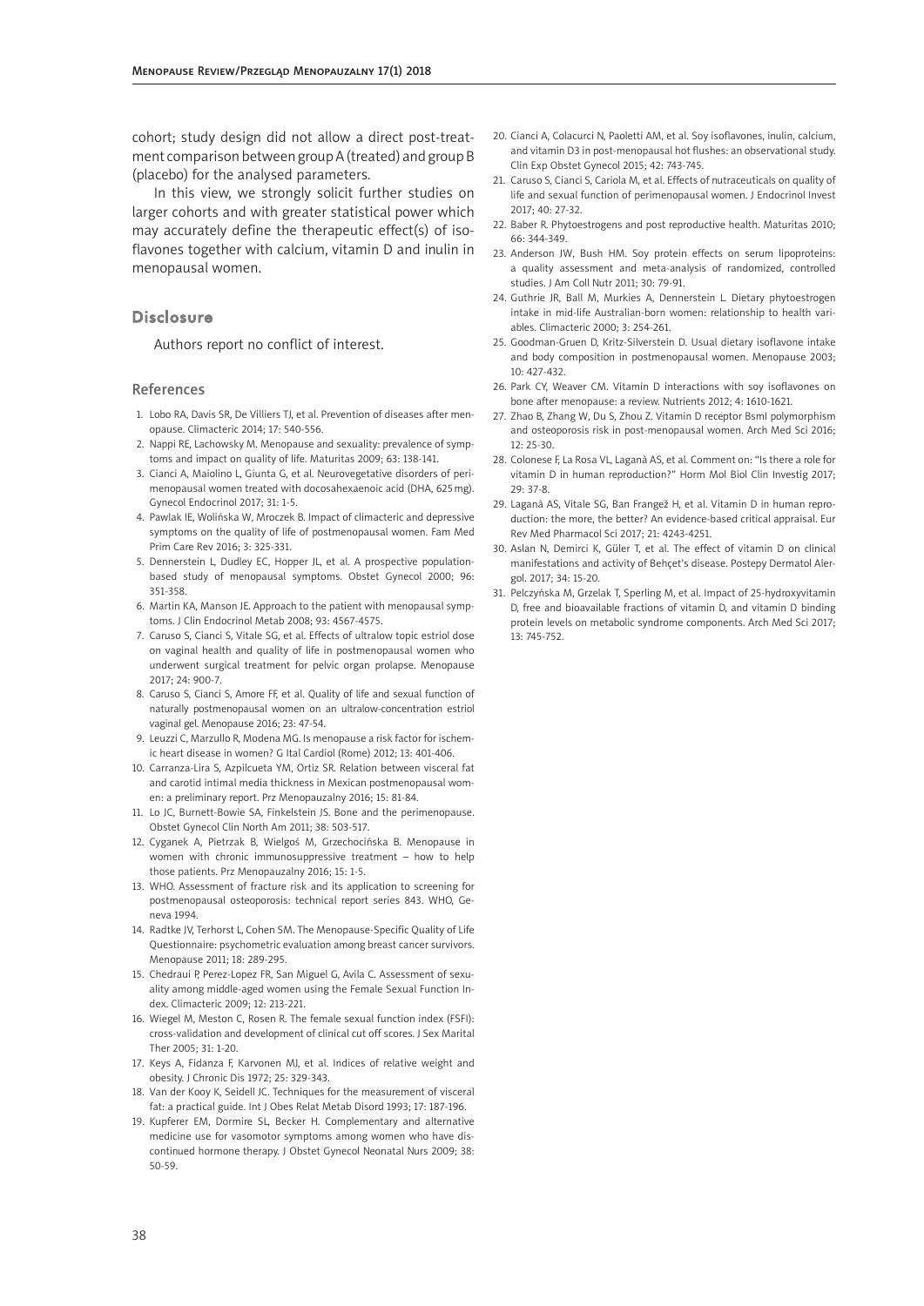cohort; study design did not allow a direct post-treatment comparison between group A (treated) and group B (placebo) for the analysed parameters.

In this view, we strongly solicit further studies on larger cohorts and with greater statistical power which may accurately define the therapeutic effect(s) of isoflavones together with calcium, vitamin D and inulin in menopausal women.

## Disclosure

Authors report no conflict of interest.

## References

1. Lobo RA, Davis SR, De Villiers TJ, et al. Prevention of diseases after menopause. Climacteric 2014; 17: 540-556.
2. Nappi RE, Lachowsky M. Menopause and sexuality: prevalence of symptoms and impact on quality of life. Maturitas 2009; 63: 138-141.
3. Cianci A, Maiolino L, Giunta G, et al. Neurovegetative disorders of perimenopausal women treated with docosahexaenoic acid (DHA, 625 mg). Gynecol Endocrinol 2017; 31: 1-5.
4. Pawlak IE, Wolińska W, Mroczek B. Impact of climacteric and depressive symptoms on the quality of life of postmenopausal women. Fam Med Prim Care Rev 2016; 3: 325-331.
5. Dennerstein L, Dudley EC, Hopper JL, et al. A prospective population-based study of menopausal symptoms. Obstet Gynecol 2000; 96: 351-358.
6. Martin KA, Manson JE. Approach to the patient with menopausal symptoms. J Clin Endocrinol Metab 2008; 93: 4567-4575.
7. Caruso S, Cianci S, Vitale SG, et al. Effects of ultralow topic estriol dose on vaginal health and quality of life in postmenopausal women who underwent surgical treatment for pelvic organ prolapse. Menopause 2017; 24: 900-7.
8. Caruso S, Cianci S, Amore FF, et al. Quality of life and sexual function of naturally postmenopausal women on an ultralow-concentration estriol vaginal gel. Menopause 2016; 23: 47-54.
9. Leuzzi C, Marzullo R, Modena MG. Is menopause a risk factor for ischemic heart disease in women? G Ital Cardiol (Rome) 2012; 13: 401-406.
10. Carranza-Lira S, Azpilcueta YM, Ortiz SR. Relation between visceral fat and carotid intimal media thickness in Mexican postmenopausal women: a preliminary report. Prz Menopauzalny 2016; 15: 81-84.
11. Lo JC, Burnett-Bowie SA, Finkelstein JS. Bone and the perimenopause. Obstet Gynecol Clin North Am 2011; 38: 503-517.
12. Cyganek A, Pietrzak B, Wielgoś M, Grzechocińska B. Menopause in women with chronic immunosuppressive treatment – how to help those patients. Prz Menopauzalny 2016; 15: 1-5.
13. WHO. Assessment of fracture risk and its application to screening for postmenopausal osteoporosis: technical report series 843. WHO, Geneva 1994.
14. Radtke JV, Terhorst L, Cohen SM. The Menopause-Specific Quality of Life Questionnaire: psychometric evaluation among breast cancer survivors. Menopause 2011; 18: 289-295.
15. Chedraui P, Perez-Lopez FR, San Miguel G, Avila C. Assessment of sexuality among middle-aged women using the Female Sexual Function Index. Climacteric 2009; 12: 213-221.
16. Wiegel M, Meston C, Rosen R. The female sexual function index (FSFI): cross-validation and development of clinical cut off scores. J Sex Marital Ther 2005; 31: 1-20.
17. Keys A, Fidanza F, Karvonen MJ, et al. Indices of relative weight and obesity. J Chronic Dis 1972; 25: 329-343.
18. Van der Kooy K, Seidell JC. Techniques for the measurement of visceral fat: a practical guide. Int J Obes Relat Metab Disord 1993; 17: 187-196.
19. Kupferer EM, Dormire SL, Becker H. Complementary and alternative medicine use for vasomotor symptoms among women who have discontinued hormone therapy. J Obstet Gynecol Neonatal Nurs 2009; 38: 50-59.
20. Cianci A, Colacurci N, Paoletti AM, et al. Soy isoflavones, inulin, calcium, and vitamin D3 in post-menopausal hot flushes: an observational study. Clin Exp Obstet Gynecol 2015; 42: 743-745.
21. Caruso S, Cianci S, Cariola M, et al. Effects of nutraceuticals on quality of life and sexual function of perimenopausal women. J Endocrinol Invest 2017; 40: 27-32.
22. Baber R. Phytoestrogens and post reproductive health. Maturitas 2010; 66: 344-349.
23. Anderson JW, Bush HM. Soy protein effects on serum lipoproteins: a quality assessment and meta-analysis of randomized, controlled studies. J Am Coll Nutr 2011; 30: 79-91.
24. Guthrie JR, Ball M, Murkies A, Dennerstein L. Dietary phytoestrogen intake in mid-life Australian-born women: relationship to health variables. Climacteric 2000; 3: 254-261.
25. Goodman-Gruen D, Kritz-Silverstein D. Usual dietary isoflavone intake and body composition in postmenopausal women. Menopause 2003; 10: 427-432.
26. Park CY, Weaver CM. Vitamin D interactions with soy isoflavones on bone after menopause: a review. Nutrients 2012; 4: 1610-1621.
27. Zhao B, Zhang W, Du S, Zhou Z. Vitamin D receptor BsmI polymorphism and osteoporosis risk in post-menopausal women. Arch Med Sci 2016; 12: 25-30.
28. Colonese F, La Rosa VL, Laganà AS, et al. Comment on: "Is there a role for vitamin D in human reproduction?" Horm Mol Biol Clin Investig 2017; 29: 37-8.
29. Laganà AS, Vitale SG, Ban Frangež H, et al. Vitamin D in human reproduction: the more, the better? An evidence-based critical appraisal. Eur Rev Med Pharmacol Sci 2017; 21: 4243-4251.
30. Aslan N, Demirci K, Güler T, et al. The effect of vitamin D on clinical manifestations and activity of Behçet's disease. Postepy Dermatol Alergol. 2017; 34: 15-20.
31. Pelczyńska M, Grzelak T, Sperling M, et al. Impact of 25-hydroxyvitamin D, free and bioavailable fractions of vitamin D, and vitamin D binding protein levels on metabolic syndrome components. Arch Med Sci 2017; 13: 745-752.